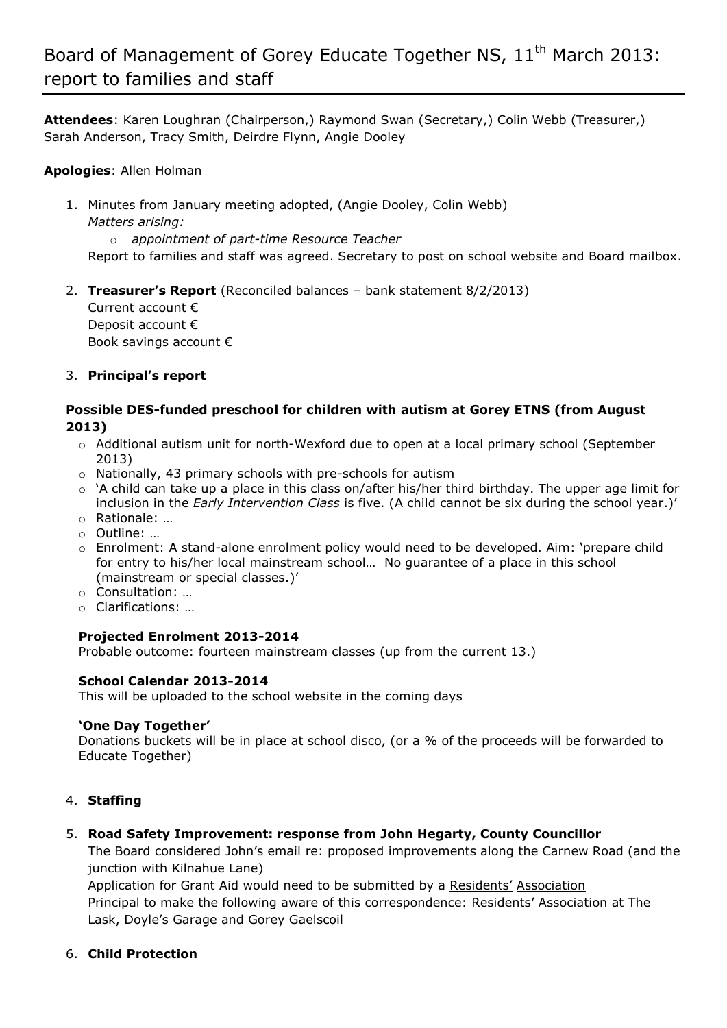# Board of Management of Gorey Educate Together NS, 11th March 2013: report to families and staff

**Attendees**: Karen Loughran (Chairperson,) Raymond Swan (Secretary,) Colin Webb (Treasurer,) Sarah Anderson, Tracy Smith, Deirdre Flynn, Angie Dooley

**Apologies**: Allen Holman

1. Minutes from January meeting adopted, (Angie Dooley, Colin Webb)
   *Matters arising:*
   - *appointment of part-time Resource Teacher*

   Report to families and staff was agreed. Secretary to post on school website and Board mailbox.

2. **Treasurer's Report** (Reconciled balances – bank statement 8/2/2013)
   Current account €
   Deposit account €
   Book savings account €

3. **Principal's report**

   **Possible DES-funded preschool for children with autism at Gorey ETNS (from August 2013)**

   - Additional autism unit for north-Wexford due to open at a local primary school (September 2013)
   - Nationally, 43 primary schools with pre-schools for autism
   - 'A child can take up a place in this class on/after his/her third birthday. The upper age limit for inclusion in the *Early Intervention Class* is five. (A child cannot be six during the school year.)'
   - Rationale: …
   - Outline: …
   - Enrolment: A stand-alone enrolment policy would need to be developed. Aim: 'prepare child for entry to his/her local mainstream school… No guarantee of a place in this school (mainstream or special classes.)'
   - Consultation: …
   - Clarifications: …

   **Projected Enrolment 2013-2014**
   Probable outcome: fourteen mainstream classes (up from the current 13.)

   **School Calendar 2013-2014**
   This will be uploaded to the school website in the coming days

   **'One Day Together'**
   Donations buckets will be in place at school disco, (or a % of the proceeds will be forwarded to Educate Together)

4. **Staffing**

5. **Road Safety Improvement: response from John Hegarty, County Councillor**
   The Board considered John's email re: proposed improvements along the Carnew Road (and the junction with Kilnahue Lane)
   Application for Grant Aid would need to be submitted by a Residents' Association
   Principal to make the following aware of this correspondence: Residents' Association at The Lask, Doyle's Garage and Gorey Gaelscoil

6. **Child Protection**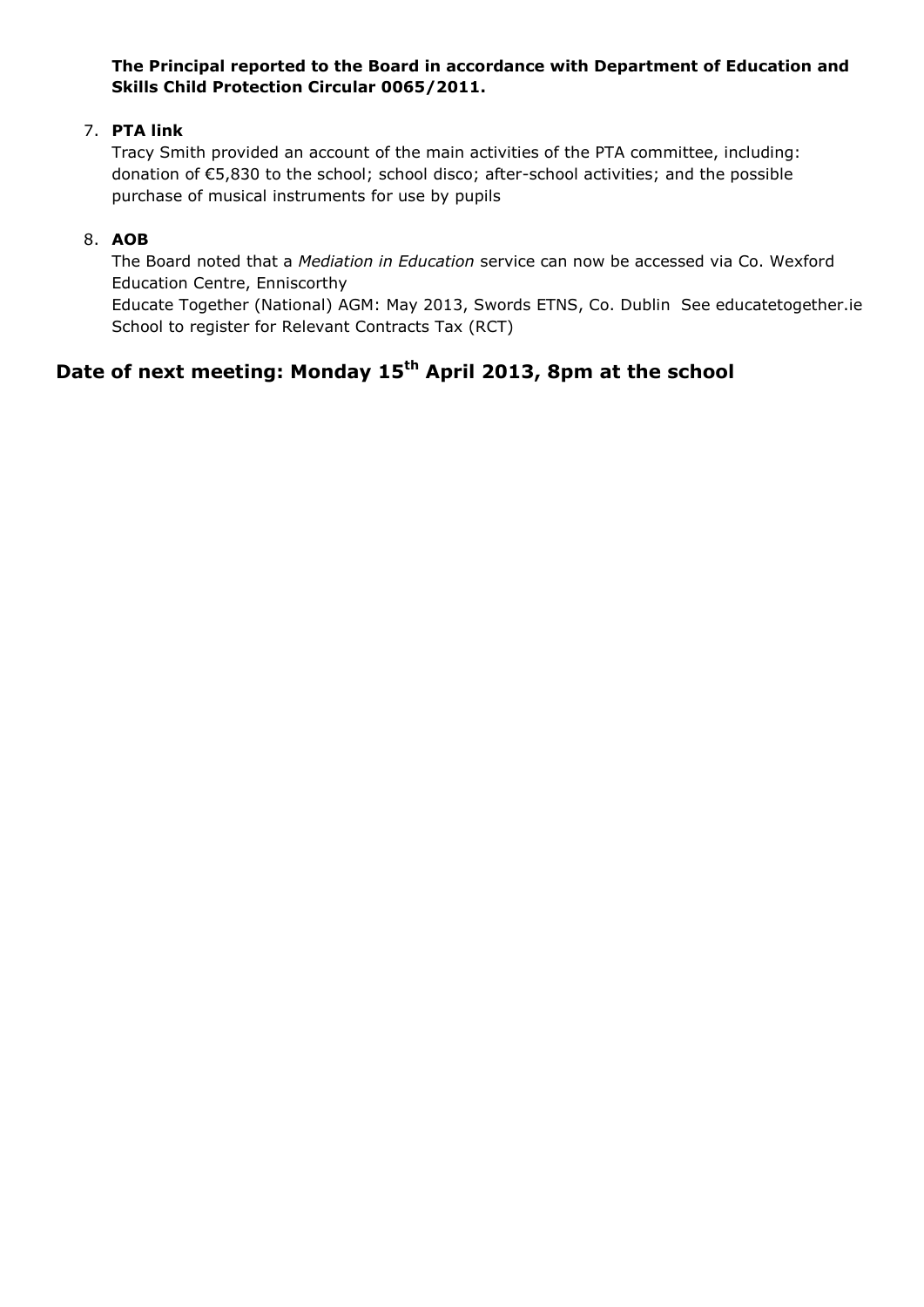**The Principal reported to the Board in accordance with Department of Education and Skills Child Protection Circular 0065/2011.**

7. **PTA link**

   Tracy Smith provided an account of the main activities of the PTA committee, including: donation of €5,830 to the school; school disco; after-school activities; and the possible purchase of musical instruments for use by pupils

8. **AOB**

   The Board noted that a *Mediation in Education* service can now be accessed via Co. Wexford Education Centre, Enniscorthy

   Educate Together (National) AGM: May 2013, Swords ETNS, Co. Dublin See educatetogether.ie

   School to register for Relevant Contracts Tax (RCT)

## Date of next meeting: Monday 15th April 2013, 8pm at the school